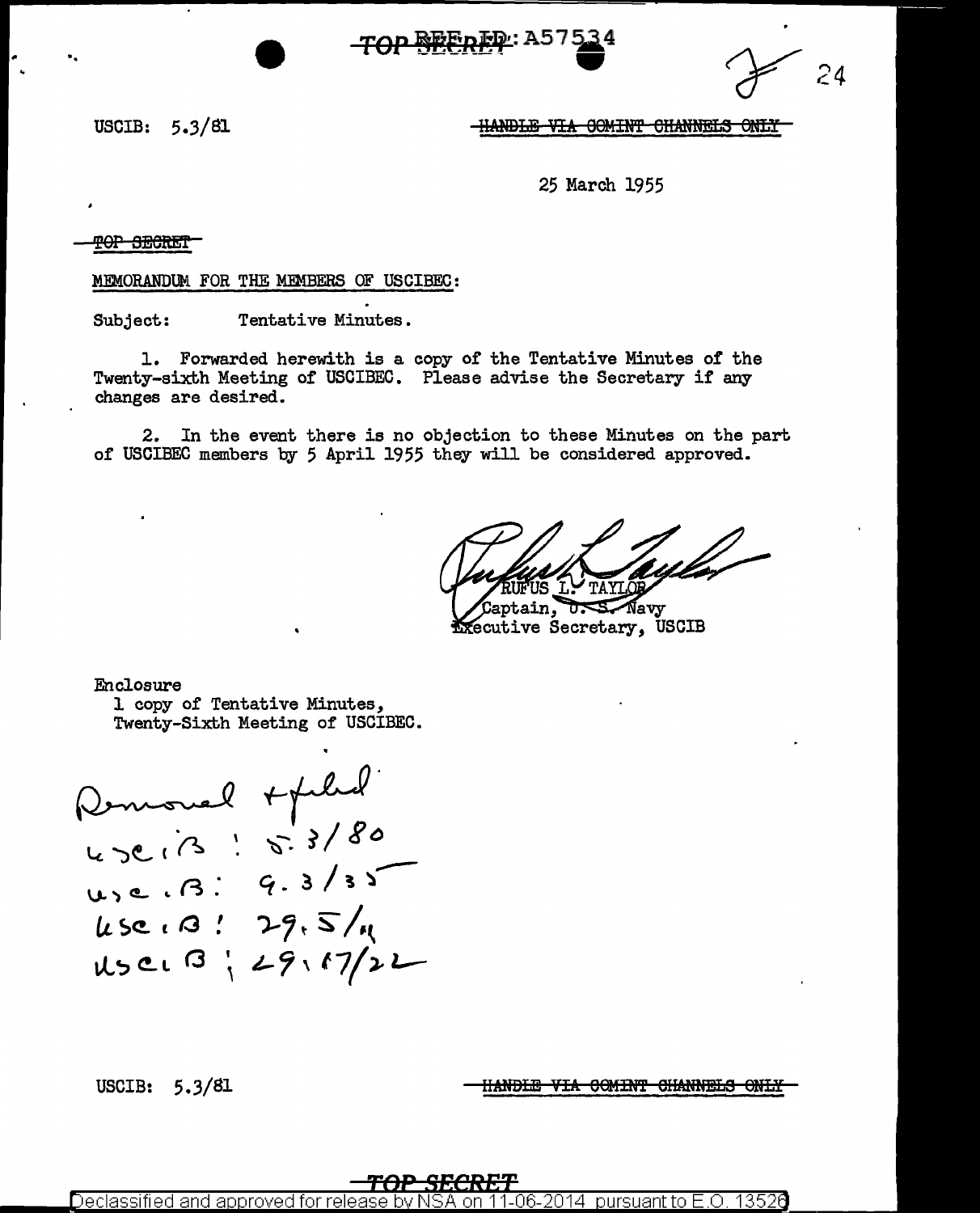TOP SECRET REF ID: A57534

USCIB: 5.3/81

~~HANDLE VIA COMINT CHANNELS ONLY~~

25 March 1955

~~TOP SECRET~~

MEMORANDUM FOR THE MEMBERS OF USCIBEC:

Subject: Tentative Minutes.

1. Forwarded herewith is a copy of the Tentative Minutes of the Twenty-sixth Meeting of USCIBEC. Please advise the Secretary if any changes are desired.

2. In the event there is no objection to these Minutes on the part of USCIBEC members by 5 April 1955 they will be considered approved.

RUFUS L. TAYLOR
Captain, U. S. Navy
Executive Secretary, USCIB

Enclosure
1 copy of Tentative Minutes,
Twenty-Sixth Meeting of USCIBEC.

Removal + filed
USCIB: 5.3/80
USCIB: 9.3/35
USCIB: 29.5/11
USCIB: 29.17/22

USCIB: 5.3/81

~~HANDLE VIA COMINT CHANNELS ONLY~~

TOP SECRET

Declassified and approved for release by NSA on 11-06-2014 pursuant to E.O. 13526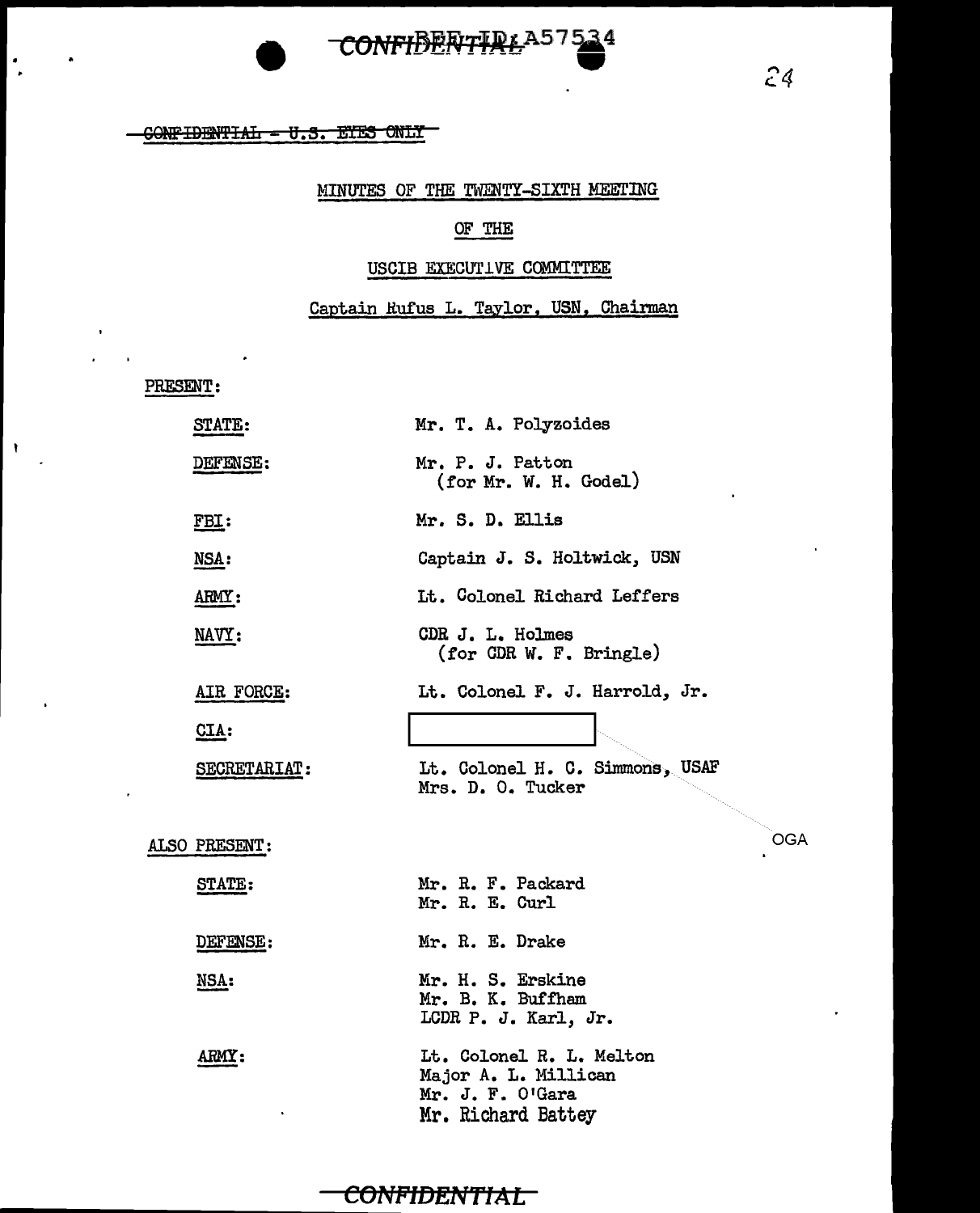CONFIDENTIAL - U.S. EYES ONLY

# MINUTES OF THE TWENTY-SIXTH MEETING

## OF THE

## USCIB EXECUTIVE COMMITTEE

Captain Rufus L. Taylor, USN, Chairman

PRESENT:

| | |
|---|---|
| STATE: | Mr. T. A. Polyzoides |
| DEFENSE: | Mr. P. J. Patton (for Mr. W. H. Godel) |
| FBI: | Mr. S. D. Ellis |
| NSA: | Captain J. S. Holtwick, USN |
| ARMY: | Lt. Colonel Richard Leffers |
| NAVY: | CDR J. L. Holmes (for CDR W. F. Bringle) |
| AIR FORCE: | Lt. Colonel F. J. Harrold, Jr. |
| CIA: | [redacted] OGA |
| SECRETARIAT: | Lt. Colonel H. C. Simmons, USAF<br>Mrs. D. O. Tucker |

ALSO PRESENT:

| | |
|---|---|
| STATE: | Mr. R. F. Packard<br>Mr. R. E. Curl |
| DEFENSE: | Mr. R. E. Drake |
| NSA: | Mr. H. S. Erskine<br>Mr. B. K. Buffham<br>LCDR P. J. Karl, Jr. |
| ARMY: | Lt. Colonel R. L. Melton<br>Major A. L. Millican<br>Mr. J. F. O'Gara<br>Mr. Richard Battey |

CONFIDENTIAL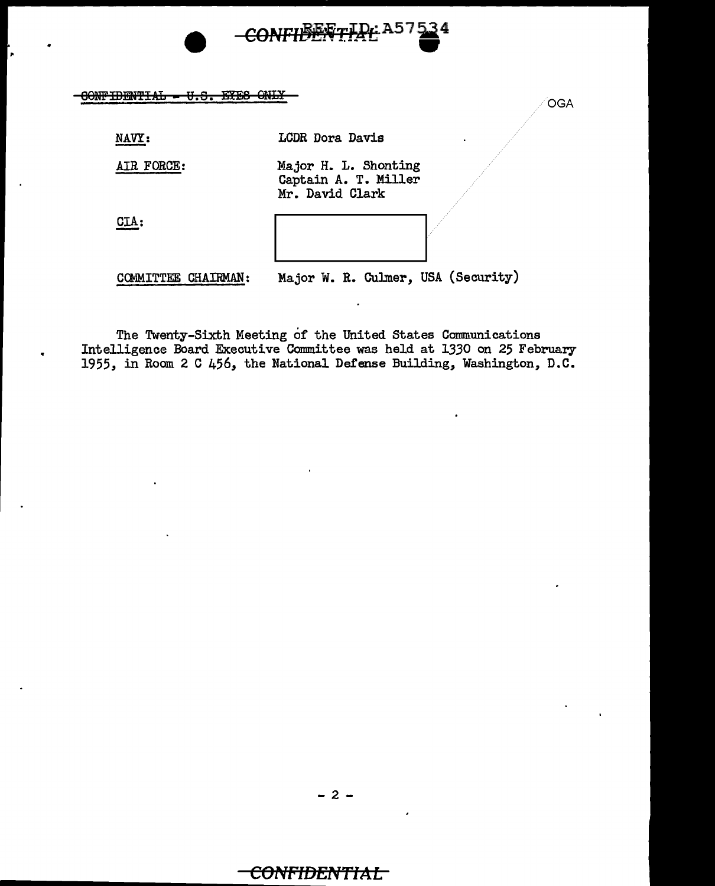CONFIDENTIAL - U.S. EYES ONLY

OGA

| | |
|---|---|
| NAVY: | LCDR Dora Davis |
| AIR FORCE: | Major H. L. Shonting<br>Captain A. T. Miller<br>Mr. David Clark |
| CIA: | |
| COMMITTEE CHAIRMAN: | Major W. R. Culmer, USA (Security) |

The Twenty-Sixth Meeting of the United States Communications Intelligence Board Executive Committee was held at 1330 on 25 February 1955, in Room 2 C 456, the National Defense Building, Washington, D.C.

CONFIDENTIAL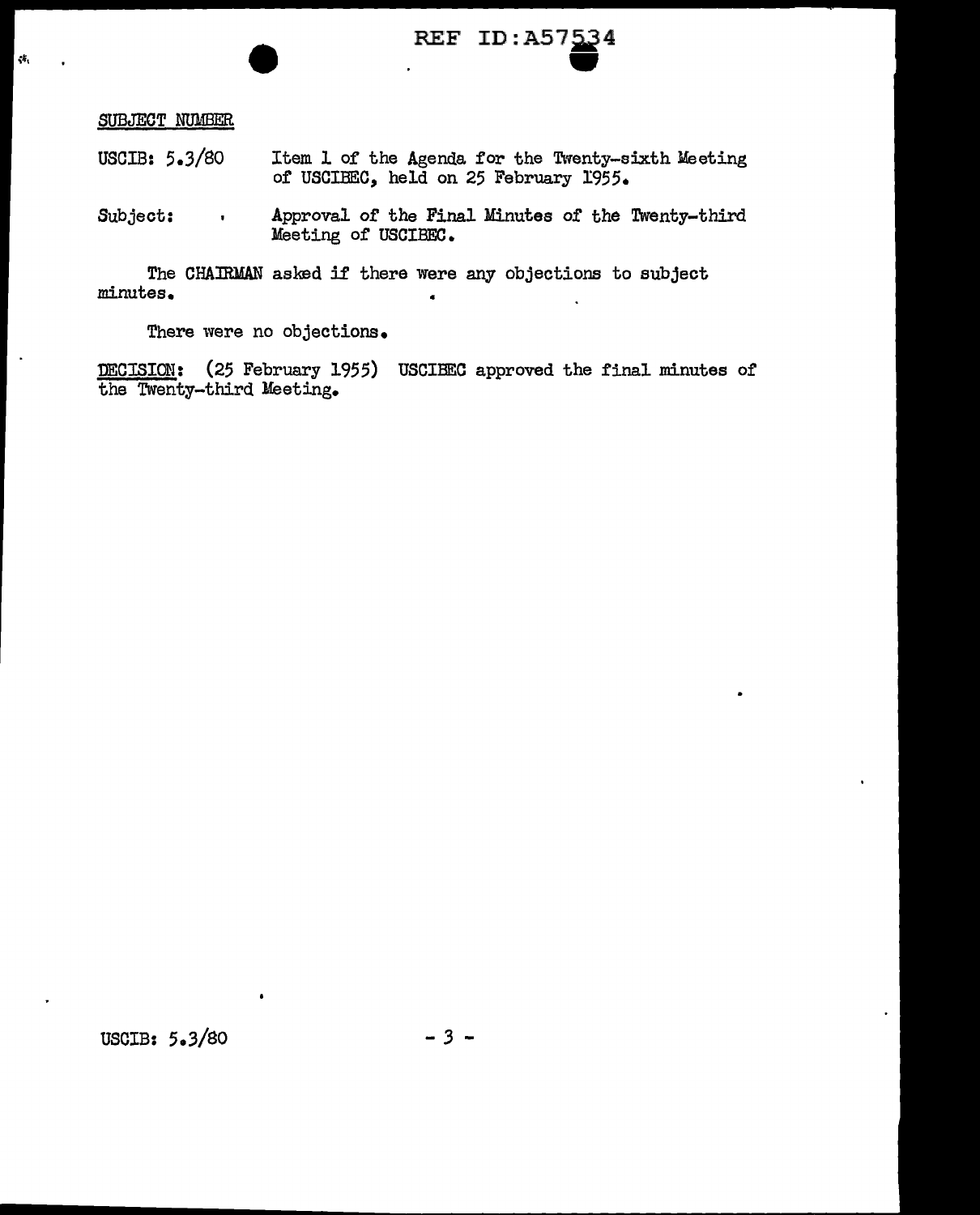REF ID:A57534

SUBJECT NUMBER

USCIB: 5.3/80 Item 1 of the Agenda for the Twenty-sixth Meeting of USCIBEC, held on 25 February 1955.

Subject: Approval of the Final Minutes of the Twenty-third Meeting of USCIBEC.

The CHAIRMAN asked if there were any objections to subject minutes.

There were no objections.

DECISION: (25 February 1955) USCIBEC approved the final minutes of the Twenty-third Meeting.

USCIB: 5.3/80